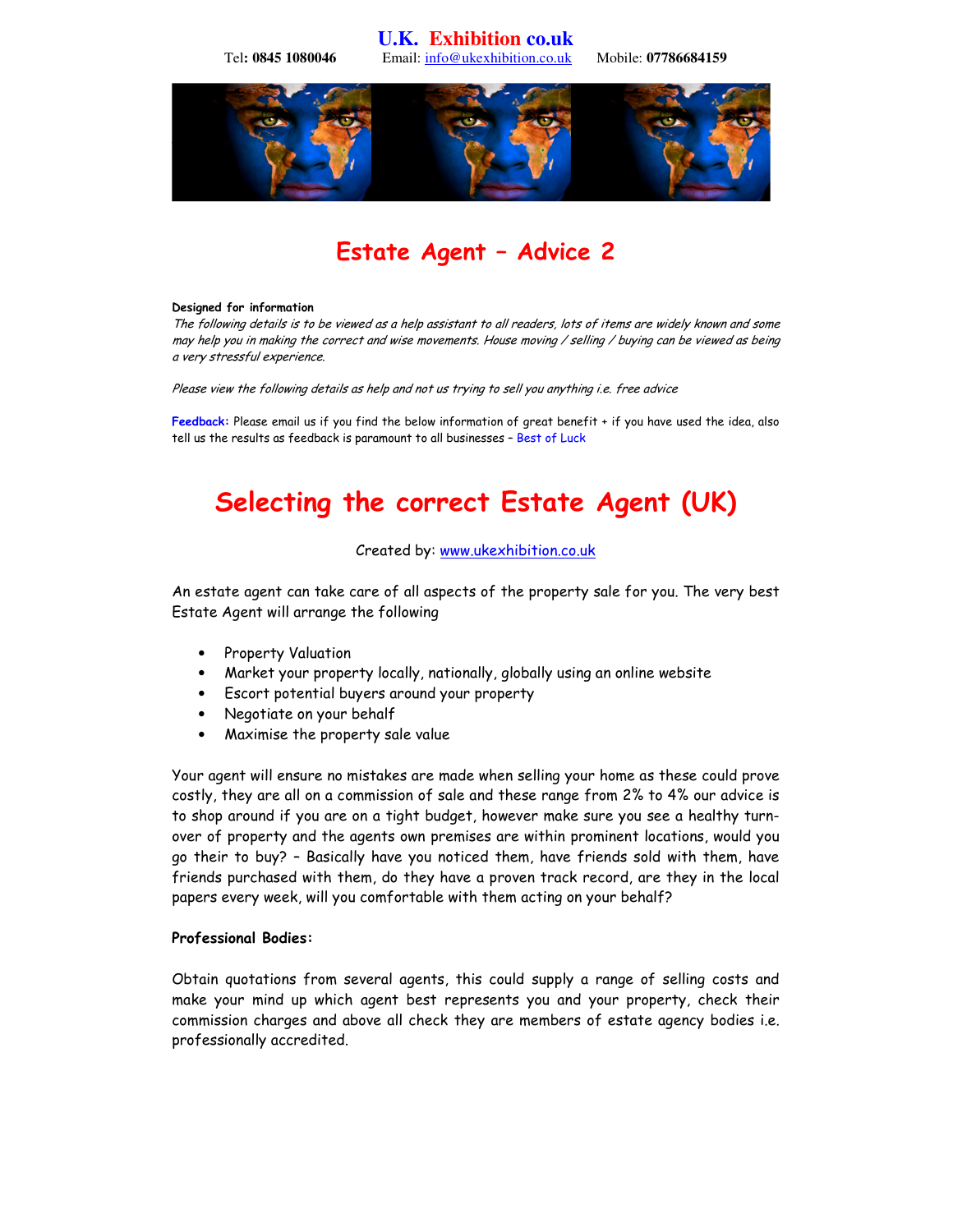# U.K. Exhibition co.uk

Tel: **0845 1080046** Email: info@ukexhibition.co.uk Mobile: **07786684159**

# Estate Agent – Advice 2

**Designed for information**
*The following details is to be viewed as a help assistant to all readers, lots of items are widely known and some may help you in making the correct and wise movements. House moving / selling / buying can be viewed as being a very stressful experience.*

*Please view the following details as help and not us trying to sell you anything i.e. free advice*

**Feedback:** Please email us if you find the below information of great benefit + if you have used the idea, also tell us the results as feedback is paramount to all businesses – Best of Luck

# Selecting the correct Estate Agent (UK)

Created by: www.ukexhibition.co.uk

An estate agent can take care of all aspects of the property sale for you. The very best Estate Agent will arrange the following

- Property Valuation
- Market your property locally, nationally, globally using an online website
- Escort potential buyers around your property
- Negotiate on your behalf
- Maximise the property sale value

Your agent will ensure no mistakes are made when selling your home as these could prove costly, they are all on a commission of sale and these range from 2% to 4% our advice is to shop around if you are on a tight budget, however make sure you see a healthy turn-over of property and the agents own premises are within prominent locations, would you go their to buy? – Basically have you noticed them, have friends sold with them, have friends purchased with them, do they have a proven track record, are they in the local papers every week, will you comfortable with them acting on your behalf?

**Professional Bodies:**

Obtain quotations from several agents, this could supply a range of selling costs and make your mind up which agent best represents you and your property, check their commission charges and above all check they are members of estate agency bodies i.e. professionally accredited.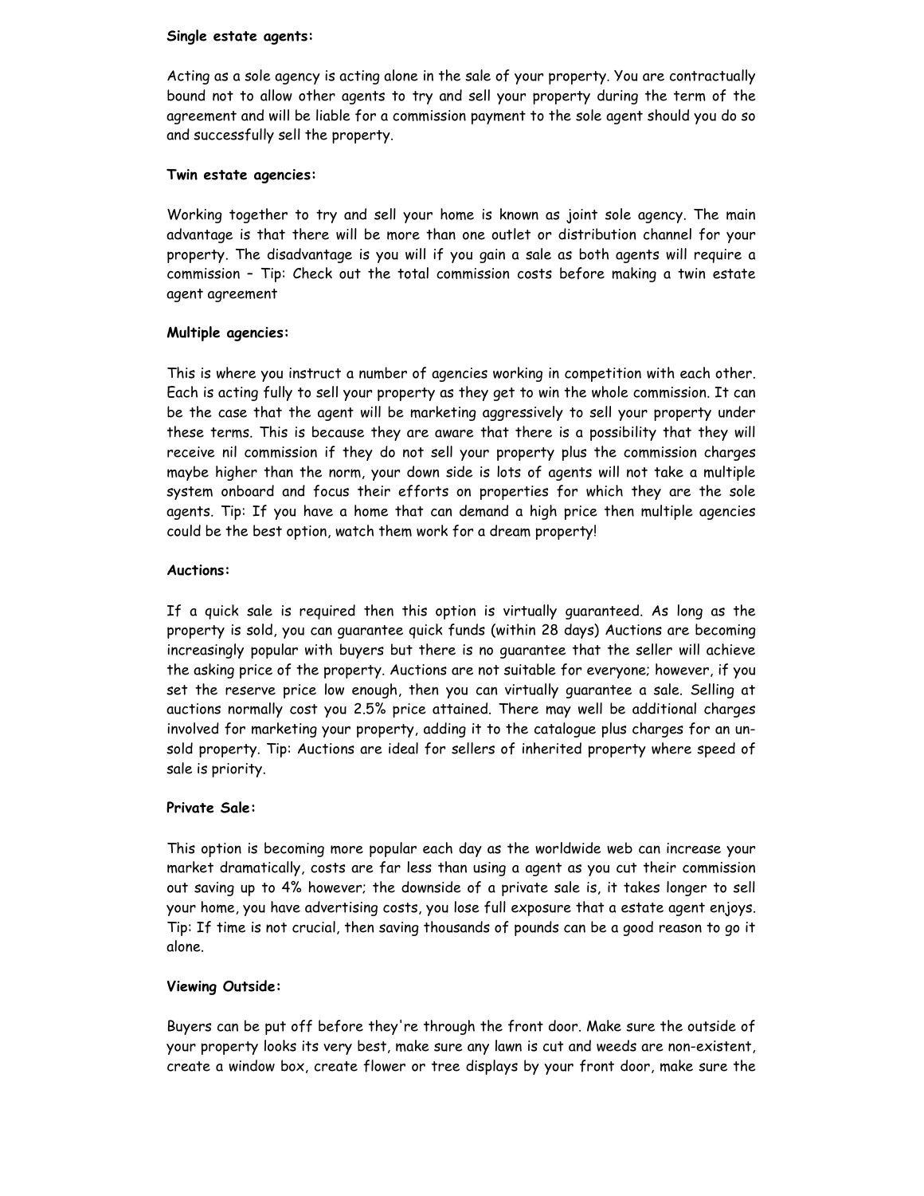**Single estate agents:**

Acting as a sole agency is acting alone in the sale of your property. You are contractually bound not to allow other agents to try and sell your property during the term of the agreement and will be liable for a commission payment to the sole agent should you do so and successfully sell the property.

**Twin estate agencies:**

Working together to try and sell your home is known as joint sole agency. The main advantage is that there will be more than one outlet or distribution channel for your property. The disadvantage is you will if you gain a sale as both agents will require a commission – Tip: Check out the total commission costs before making a twin estate agent agreement

**Multiple agencies:**

This is where you instruct a number of agencies working in competition with each other. Each is acting fully to sell your property as they get to win the whole commission. It can be the case that the agent will be marketing aggressively to sell your property under these terms. This is because they are aware that there is a possibility that they will receive nil commission if they do not sell your property plus the commission charges maybe higher than the norm, your down side is lots of agents will not take a multiple system onboard and focus their efforts on properties for which they are the sole agents. Tip: If you have a home that can demand a high price then multiple agencies could be the best option, watch them work for a dream property!

**Auctions:**

If a quick sale is required then this option is virtually guaranteed. As long as the property is sold, you can guarantee quick funds (within 28 days) Auctions are becoming increasingly popular with buyers but there is no guarantee that the seller will achieve the asking price of the property. Auctions are not suitable for everyone; however, if you set the reserve price low enough, then you can virtually guarantee a sale. Selling at auctions normally cost you 2.5% price attained. There may well be additional charges involved for marketing your property, adding it to the catalogue plus charges for an un-sold property. Tip: Auctions are ideal for sellers of inherited property where speed of sale is priority.

**Private Sale:**

This option is becoming more popular each day as the worldwide web can increase your market dramatically, costs are far less than using a agent as you cut their commission out saving up to 4% however; the downside of a private sale is, it takes longer to sell your home, you have advertising costs, you lose full exposure that a estate agent enjoys. Tip: If time is not crucial, then saving thousands of pounds can be a good reason to go it alone.

**Viewing Outside:**

Buyers can be put off before they're through the front door. Make sure the outside of your property looks its very best, make sure any lawn is cut and weeds are non-existent, create a window box, create flower or tree displays by your front door, make sure the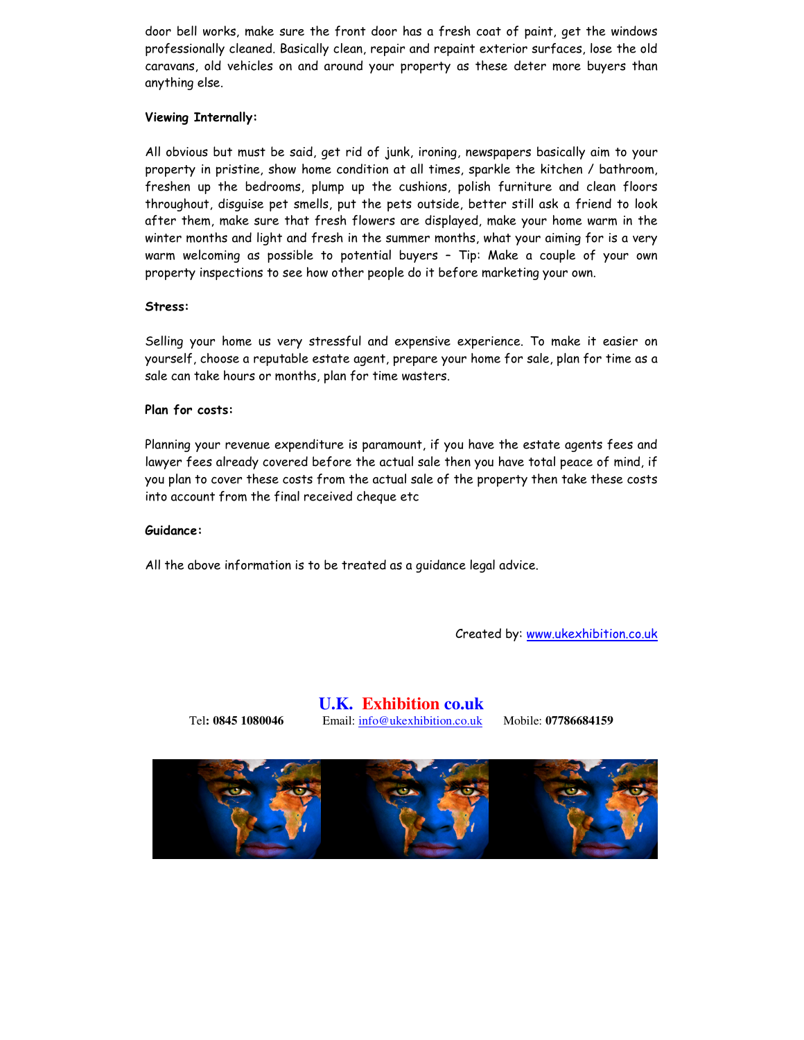door bell works, make sure the front door has a fresh coat of paint, get the windows professionally cleaned. Basically clean, repair and repaint exterior surfaces, lose the old caravans, old vehicles on and around your property as these deter more buyers than anything else.

**Viewing Internally:**

All obvious but must be said, get rid of junk, ironing, newspapers basically aim to your property in pristine, show home condition at all times, sparkle the kitchen / bathroom, freshen up the bedrooms, plump up the cushions, polish furniture and clean floors throughout, disguise pet smells, put the pets outside, better still ask a friend to look after them, make sure that fresh flowers are displayed, make your home warm in the winter months and light and fresh in the summer months, what your aiming for is a very warm welcoming as possible to potential buyers – Tip: Make a couple of your own property inspections to see how other people do it before marketing your own.

**Stress:**

Selling your home us very stressful and expensive experience. To make it easier on yourself, choose a reputable estate agent, prepare your home for sale, plan for time as a sale can take hours or months, plan for time wasters.

**Plan for costs:**

Planning your revenue expenditure is paramount, if you have the estate agents fees and lawyer fees already covered before the actual sale then you have total peace of mind, if you plan to cover these costs from the actual sale of the property then take these costs into account from the final received cheque etc

**Guidance:**

All the above information is to be treated as a guidance legal advice.

Created by: www.ukexhibition.co.uk

**U.K. Exhibition co.uk**

Tel**: 0845 1080046** Email: info@ukexhibition.co.uk Mobile: **07786684159**